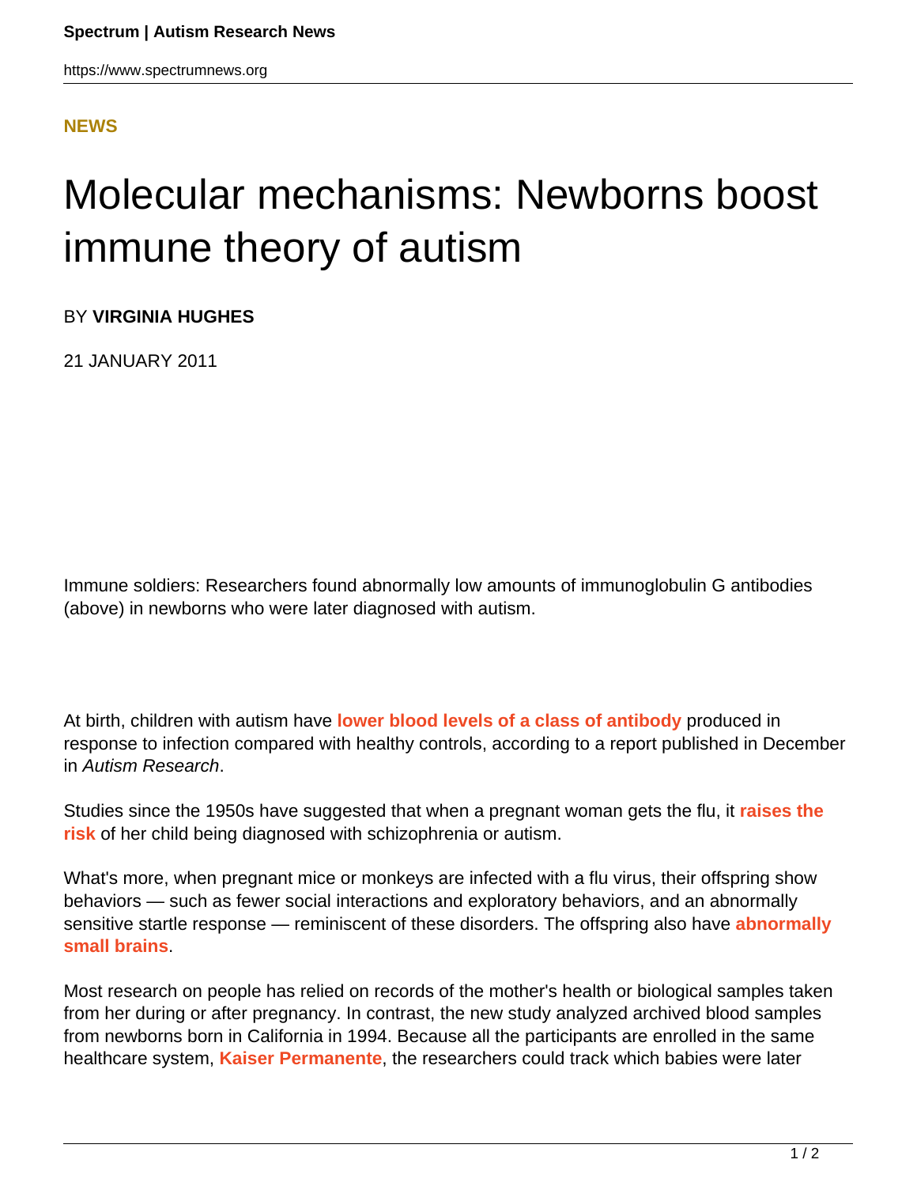**NEWS**

# Molecular mechanisms: Newborns boost immune theory of autism

BY **VIRGINIA HUGHES**

21 JANUARY 2011

Immune soldiers: Researchers found abnormally low amounts of immunoglobulin G antibodies (above) in newborns who were later diagnosed with autism.

At birth, children with autism have **lower blood levels of a class of antibody** produced in response to infection compared with healthy controls, according to a report published in December in *Autism Research*.

Studies since the 1950s have suggested that when a pregnant woman gets the flu, it **raises the risk** of her child being diagnosed with schizophrenia or autism.

What's more, when pregnant mice or monkeys are infected with a flu virus, their offspring show behaviors — such as fewer social interactions and exploratory behaviors, and an abnormally sensitive startle response — reminiscent of these disorders. The offspring also have **abnormally small brains**.

Most research on people has relied on records of the mother's health or biological samples taken from her during or after pregnancy. In contrast, the new study analyzed archived blood samples from newborns born in California in 1994. Because all the participants are enrolled in the same healthcare system, **Kaiser Permanente**, the researchers could track which babies were later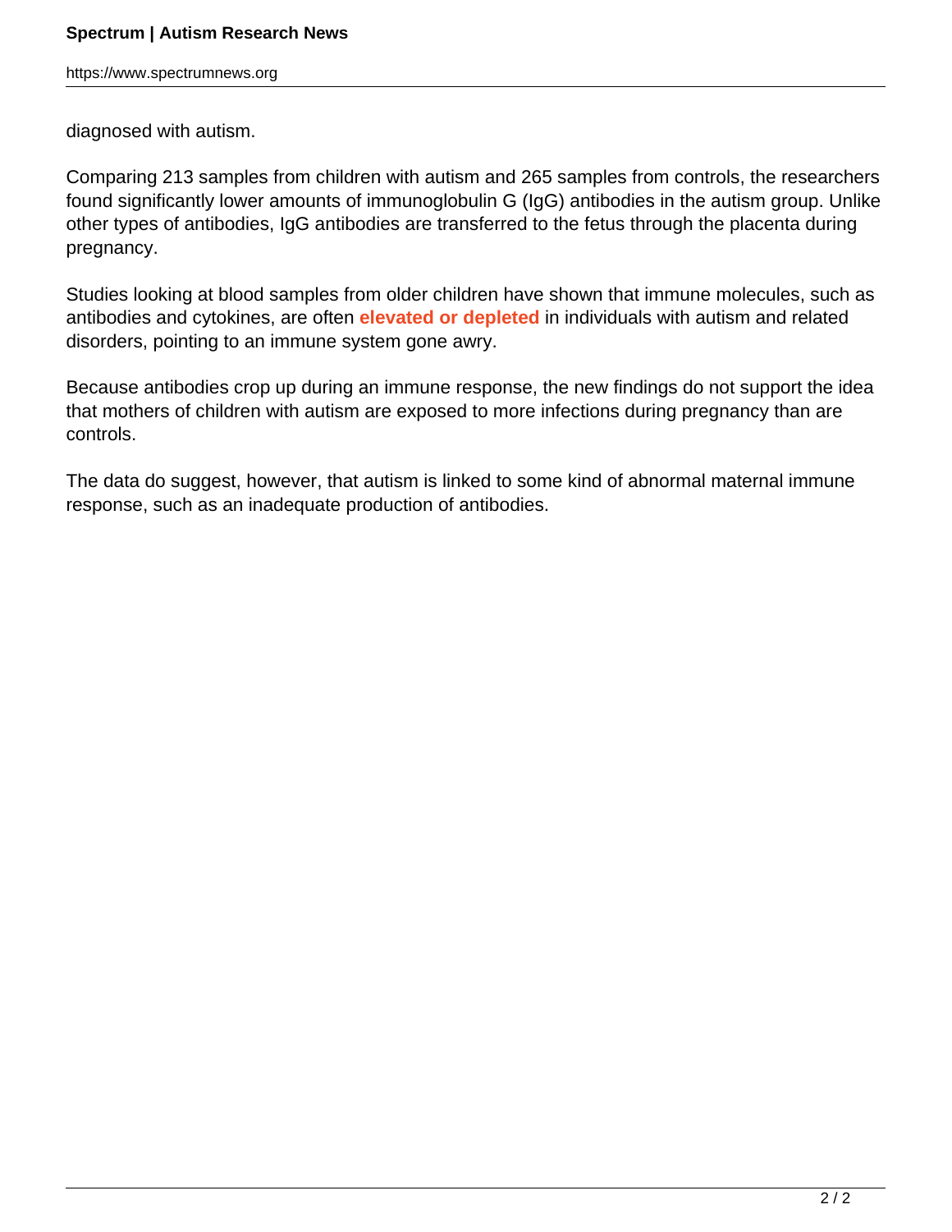diagnosed with autism.

Comparing 213 samples from children with autism and 265 samples from controls, the researchers found significantly lower amounts of immunoglobulin G (IgG) antibodies in the autism group. Unlike other types of antibodies, IgG antibodies are transferred to the fetus through the placenta during pregnancy.

Studies looking at blood samples from older children have shown that immune molecules, such as antibodies and cytokines, are often **elevated or depleted** in individuals with autism and related disorders, pointing to an immune system gone awry.

Because antibodies crop up during an immune response, the new findings do not support the idea that mothers of children with autism are exposed to more infections during pregnancy than are controls.

The data do suggest, however, that autism is linked to some kind of abnormal maternal immune response, such as an inadequate production of antibodies.